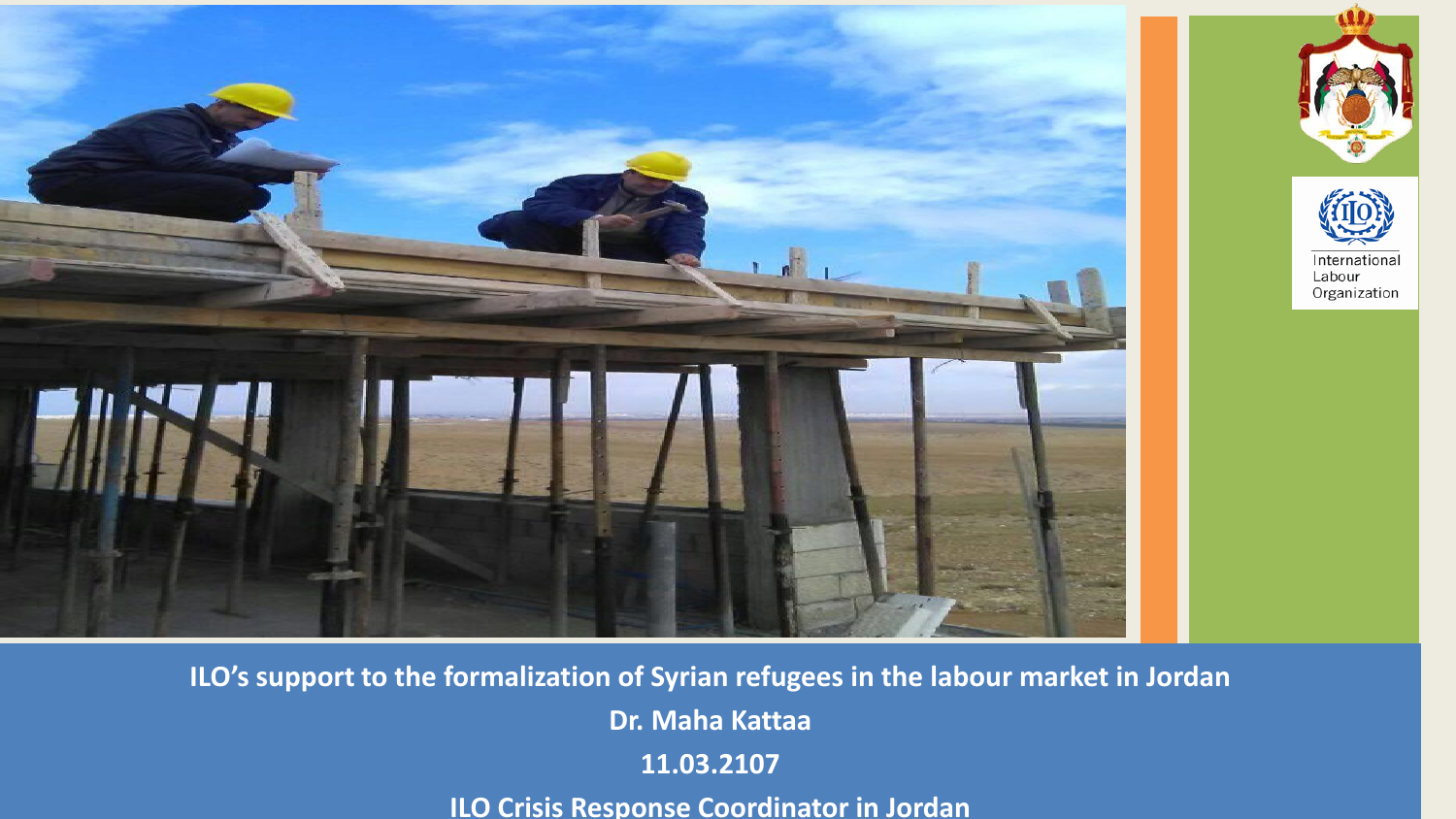**ILO’s support to the formalization of Syrian refugees in the labour market in Jordan**

**Dr. Maha Kattaa**

**11.03.2107**

**ILO Crisis Response Coordinator in Jordan**

International Labour Organization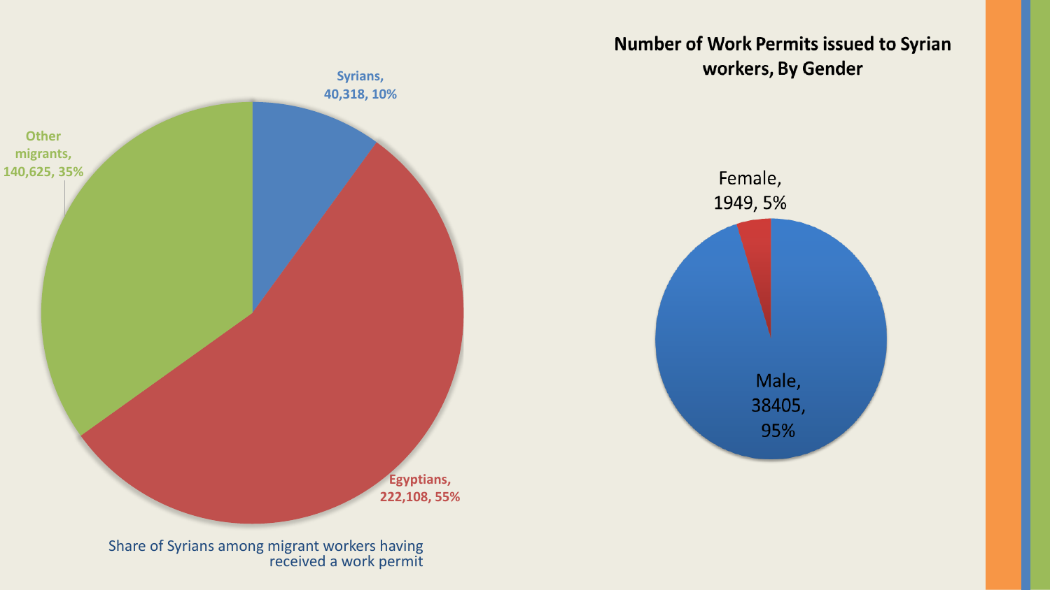## Number of Work Permits issued to Syrian workers, By Gender

Syrians, 40,318, 10%

Other migrants, 140,625, 35%

Egyptians, 222,108, 55%

Share of Syrians among migrant workers having received a work permit

Female, 1949, 5%

Male, 38405, 95%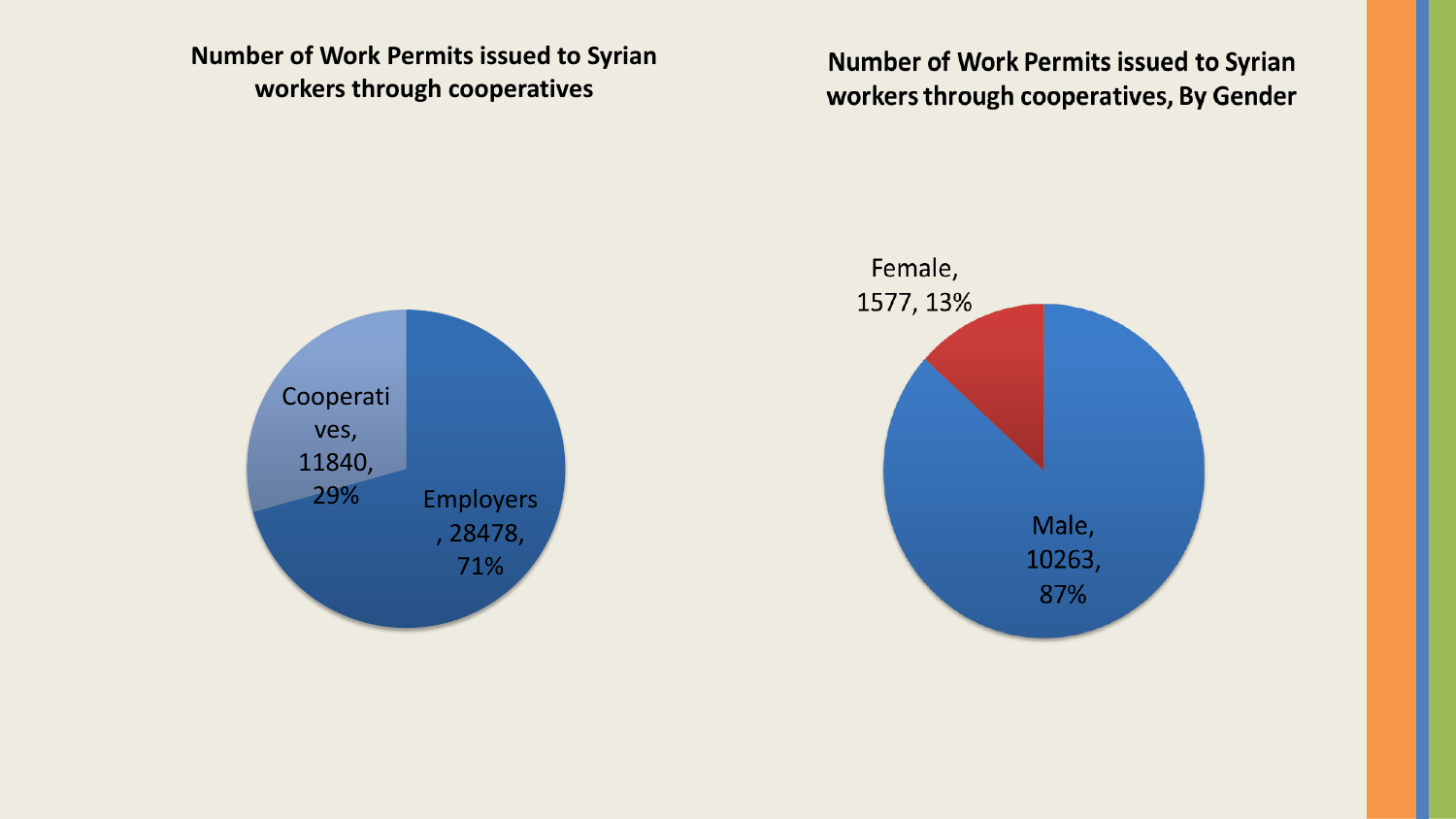**Number of Work Permits issued to Syrian workers through cooperatives**

Cooperatives, 11840, 29%

Employers, 28478, 71%

**Number of Work Permits issued to Syrian workers through cooperatives, By Gender**

Female, 1577, 13%

Male, 10263, 87%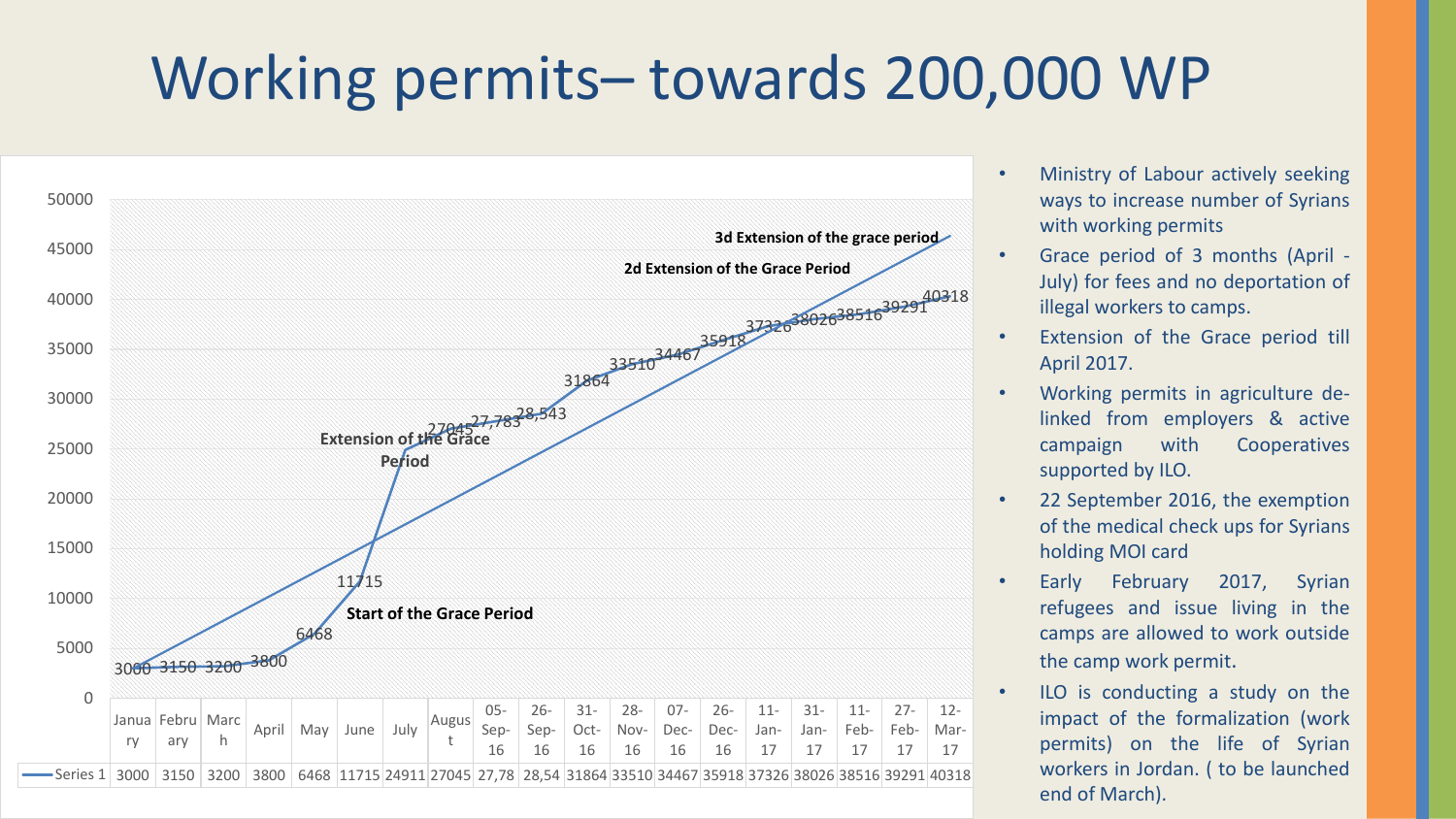# Working permits– towards 200,000 WP

| | January | February | March | April | May | June | July | August | 05-Sep-16 | 26-Sep-16 | 31-Oct-16 | 28-Nov-16 | 07-Dec-16 | 26-Dec-16 | 11-Jan-17 | 31-Jan-17 | 11-Feb-17 | 27-Feb-17 | 12-Mar-17 |
|---|---|---|---|---|---|---|---|---|---|---|---|---|---|---|---|---|---|---|---|
| Series 1 | 3000 | 3150 | 3200 | 3800 | 6468 | 11715 | 24911 | 27045 | 27,78 | 28,54 | 31864 | 33510 | 34467 | 35918 | 37326 | 38026 | 38516 | 39291 | 40318 |

Chart annotations: Start of the Grace Period; Extension of the Grace Period; 2d Extension of the Grace Period; 3d Extension of the grace period

- Ministry of Labour actively seeking ways to increase number of Syrians with working permits
- Grace period of 3 months (April - July) for fees and no deportation of illegal workers to camps.
- Extension of the Grace period till April 2017.
- Working permits in agriculture de-linked from employers & active campaign with Cooperatives supported by ILO.
- 22 September 2016, the exemption of the medical check ups for Syrians holding MOI card
- Early February 2017, Syrian refugees and issue living in the camps are allowed to work outside the camp work permit.
- ILO is conducting a study on the impact of the formalization (work permits) on the life of Syrian workers in Jordan. ( to be launched end of March).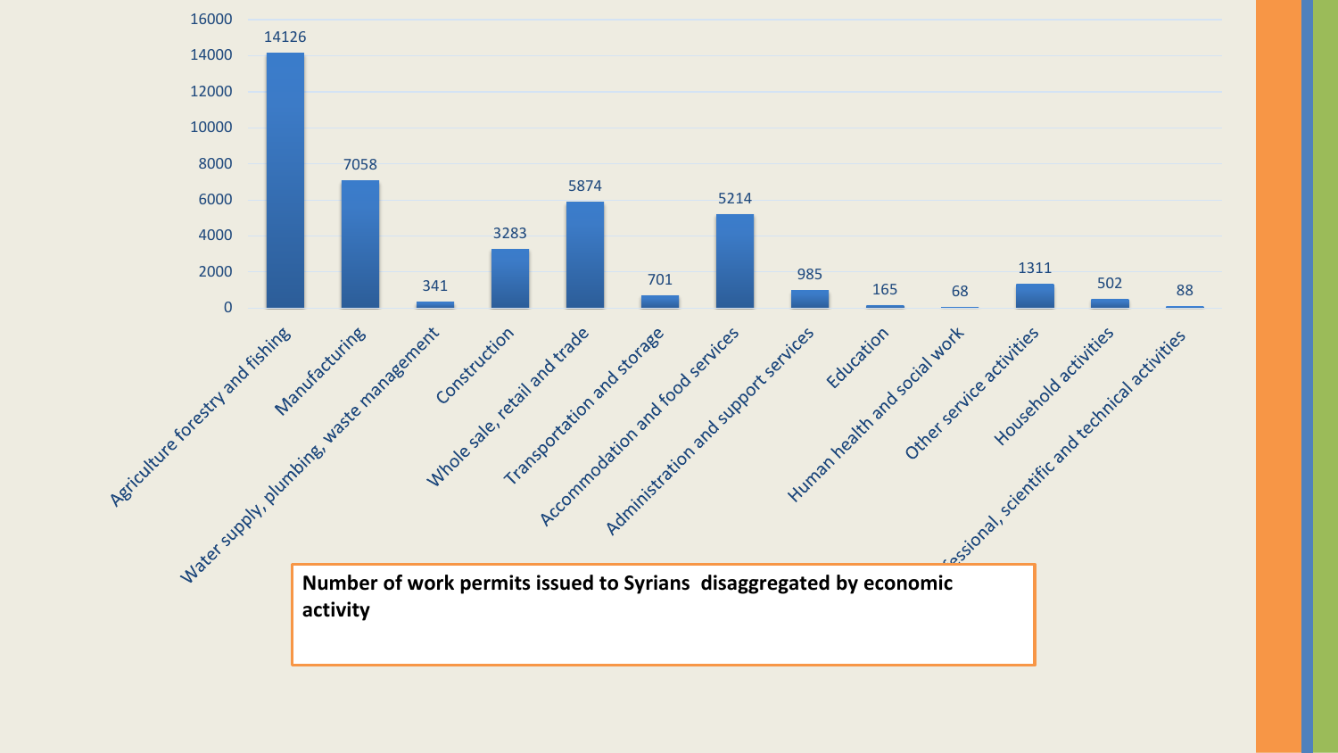16000
14000
12000
10000
8000
6000
4000
2000
0

14126
7058
341
3283
5874
701
5214
985
165
68
1311
502
88

Agriculture forestry and fishing
Manufacturing
Water supply, plumbing, waste management
Construction
Whole sale, retail and trade
Transportation and storage
Accommodation and food services
Administration and support services
Education
Human health and social work
Other service activities
Household activities
…essional, scientific and technical activities

**Number of work permits issued to Syrians disaggregated by economic activity**